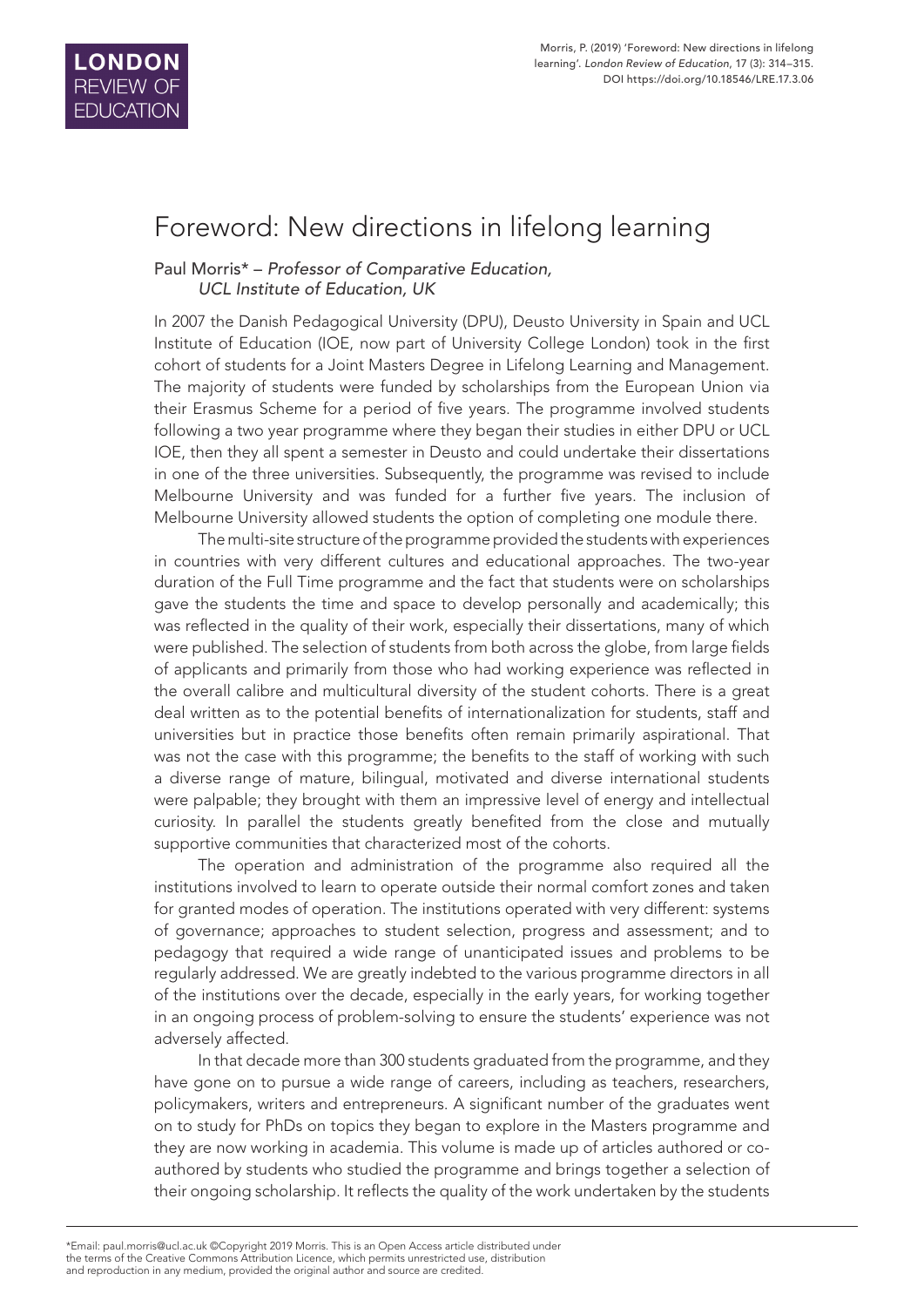# Foreword: New directions in lifelong learning

Paul Morris* – *Professor of Comparative Education, UCL Institute of Education, UK*

In 2007 the Danish Pedagogical University (DPU), Deusto University in Spain and UCL Institute of Education (IOE, now part of University College London) took in the first cohort of students for a Joint Masters Degree in Lifelong Learning and Management. The majority of students were funded by scholarships from the European Union via their Erasmus Scheme for a period of five years. The programme involved students following a two year programme where they began their studies in either DPU or UCL IOE, then they all spent a semester in Deusto and could undertake their dissertations in one of the three universities. Subsequently, the programme was revised to include Melbourne University and was funded for a further five years. The inclusion of Melbourne University allowed students the option of completing one module there.

The multi-site structure of the programme provided the students with experiences in countries with very different cultures and educational approaches. The two-year duration of the Full Time programme and the fact that students were on scholarships gave the students the time and space to develop personally and academically; this was reflected in the quality of their work, especially their dissertations, many of which were published. The selection of students from both across the globe, from large fields of applicants and primarily from those who had working experience was reflected in the overall calibre and multicultural diversity of the student cohorts. There is a great deal written as to the potential benefits of internationalization for students, staff and universities but in practice those benefits often remain primarily aspirational. That was not the case with this programme; the benefits to the staff of working with such a diverse range of mature, bilingual, motivated and diverse international students were palpable; they brought with them an impressive level of energy and intellectual curiosity. In parallel the students greatly benefited from the close and mutually supportive communities that characterized most of the cohorts.

The operation and administration of the programme also required all the institutions involved to learn to operate outside their normal comfort zones and taken for granted modes of operation. The institutions operated with very different: systems of governance; approaches to student selection, progress and assessment; and to pedagogy that required a wide range of unanticipated issues and problems to be regularly addressed. We are greatly indebted to the various programme directors in all of the institutions over the decade, especially in the early years, for working together in an ongoing process of problem-solving to ensure the students' experience was not adversely affected.

In that decade more than 300 students graduated from the programme, and they have gone on to pursue a wide range of careers, including as teachers, researchers, policymakers, writers and entrepreneurs. A significant number of the graduates went on to study for PhDs on topics they began to explore in the Masters programme and they are now working in academia. This volume is made up of articles authored or co-authored by students who studied the programme and brings together a selection of their ongoing scholarship. It reflects the quality of the work undertaken by the students

*Email: paul.morris@ucl.ac.uk ©Copyright 2019 Morris. This is an Open Access article distributed under the terms of the Creative Commons Attribution Licence, which permits unrestricted use, distribution and reproduction in any medium, provided the original author and source are credited.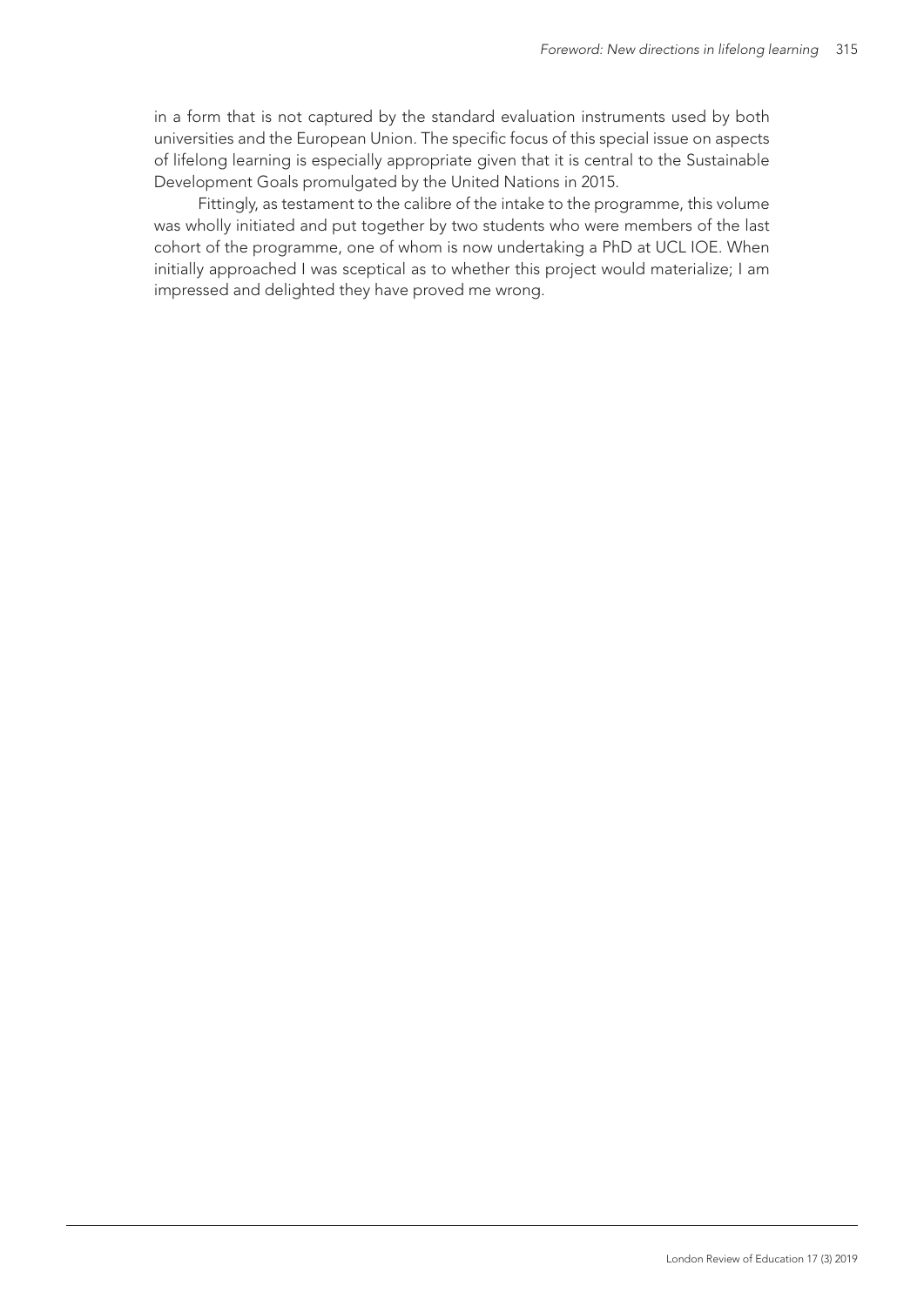in a form that is not captured by the standard evaluation instruments used by both universities and the European Union. The specific focus of this special issue on aspects of lifelong learning is especially appropriate given that it is central to the Sustainable Development Goals promulgated by the United Nations in 2015.

Fittingly, as testament to the calibre of the intake to the programme, this volume was wholly initiated and put together by two students who were members of the last cohort of the programme, one of whom is now undertaking a PhD at UCL IOE. When initially approached I was sceptical as to whether this project would materialize; I am impressed and delighted they have proved me wrong.